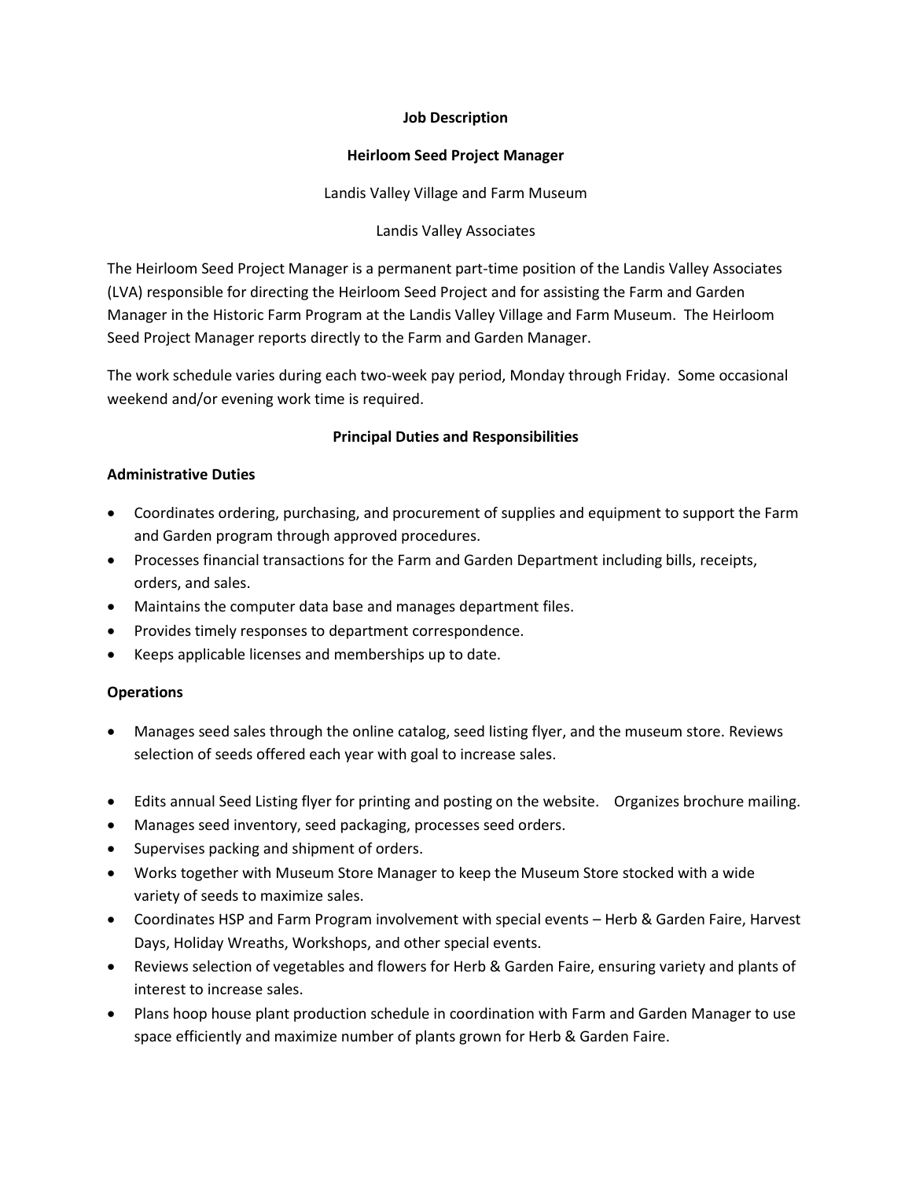**Job Description**

**Heirloom Seed Project Manager**

Landis Valley Village and Farm Museum

Landis Valley Associates

The Heirloom Seed Project Manager is a permanent part-time position of the Landis Valley Associates (LVA) responsible for directing the Heirloom Seed Project and for assisting the Farm and Garden Manager in the Historic Farm Program at the Landis Valley Village and Farm Museum. The Heirloom Seed Project Manager reports directly to the Farm and Garden Manager.

The work schedule varies during each two-week pay period, Monday through Friday. Some occasional weekend and/or evening work time is required.

**Principal Duties and Responsibilities**

**Administrative Duties**

- Coordinates ordering, purchasing, and procurement of supplies and equipment to support the Farm and Garden program through approved procedures.
- Processes financial transactions for the Farm and Garden Department including bills, receipts, orders, and sales.
- Maintains the computer data base and manages department files.
- Provides timely responses to department correspondence.
- Keeps applicable licenses and memberships up to date.

**Operations**

- Manages seed sales through the online catalog, seed listing flyer, and the museum store. Reviews selection of seeds offered each year with goal to increase sales.
- Edits annual Seed Listing flyer for printing and posting on the website. Organizes brochure mailing.
- Manages seed inventory, seed packaging, processes seed orders.
- Supervises packing and shipment of orders.
- Works together with Museum Store Manager to keep the Museum Store stocked with a wide variety of seeds to maximize sales.
- Coordinates HSP and Farm Program involvement with special events – Herb & Garden Faire, Harvest Days, Holiday Wreaths, Workshops, and other special events.
- Reviews selection of vegetables and flowers for Herb & Garden Faire, ensuring variety and plants of interest to increase sales.
- Plans hoop house plant production schedule in coordination with Farm and Garden Manager to use space efficiently and maximize number of plants grown for Herb & Garden Faire.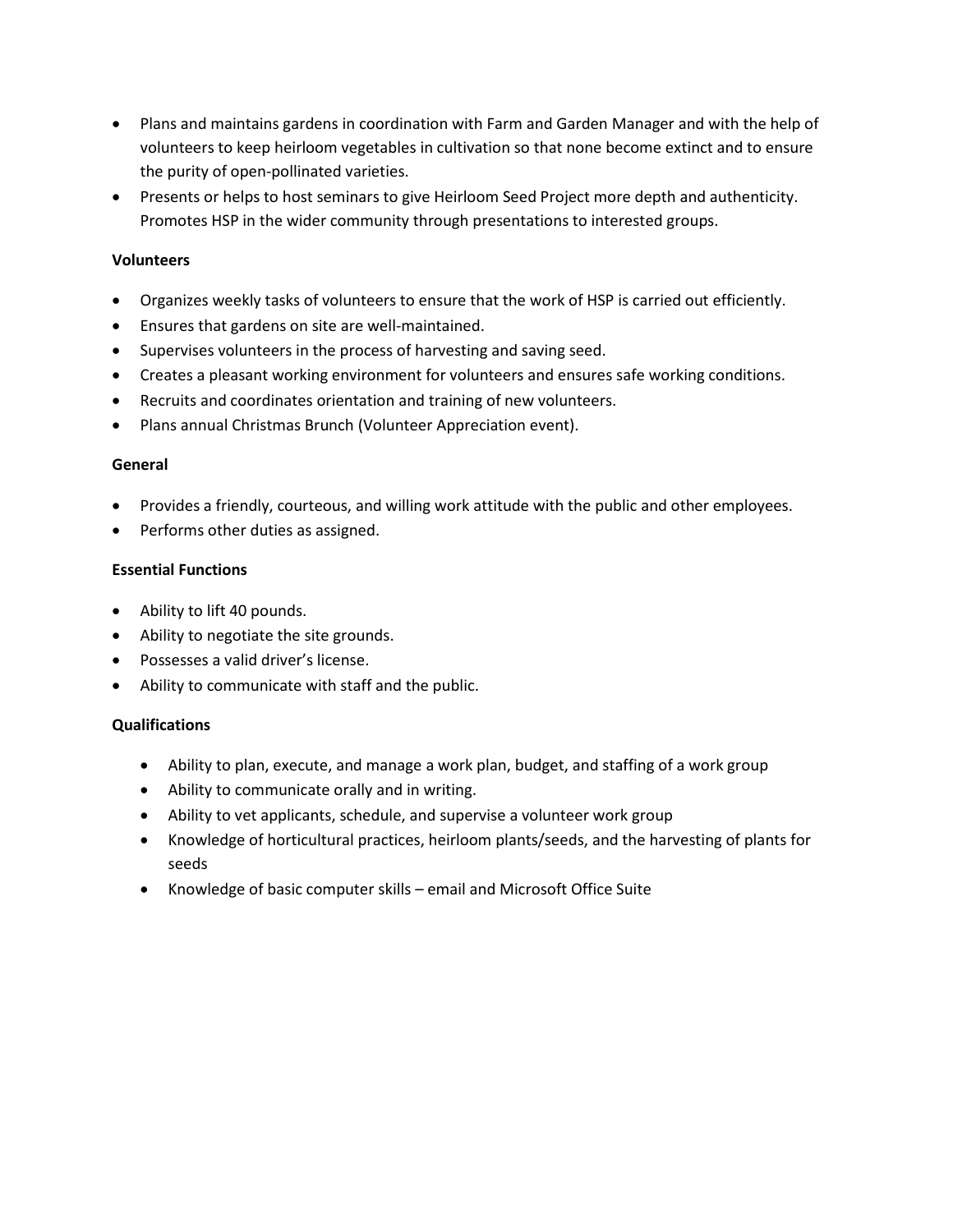- Plans and maintains gardens in coordination with Farm and Garden Manager and with the help of volunteers to keep heirloom vegetables in cultivation so that none become extinct and to ensure the purity of open-pollinated varieties.
- Presents or helps to host seminars to give Heirloom Seed Project more depth and authenticity. Promotes HSP in the wider community through presentations to interested groups.

**Volunteers**

- Organizes weekly tasks of volunteers to ensure that the work of HSP is carried out efficiently.
- Ensures that gardens on site are well-maintained.
- Supervises volunteers in the process of harvesting and saving seed.
- Creates a pleasant working environment for volunteers and ensures safe working conditions.
- Recruits and coordinates orientation and training of new volunteers.
- Plans annual Christmas Brunch (Volunteer Appreciation event).

**General**

- Provides a friendly, courteous, and willing work attitude with the public and other employees.
- Performs other duties as assigned.

**Essential Functions**

- Ability to lift 40 pounds.
- Ability to negotiate the site grounds.
- Possesses a valid driver's license.
- Ability to communicate with staff and the public.

**Qualifications**

- Ability to plan, execute, and manage a work plan, budget, and staffing of a work group
- Ability to communicate orally and in writing.
- Ability to vet applicants, schedule, and supervise a volunteer work group
- Knowledge of horticultural practices, heirloom plants/seeds, and the harvesting of plants for seeds
- Knowledge of basic computer skills – email and Microsoft Office Suite